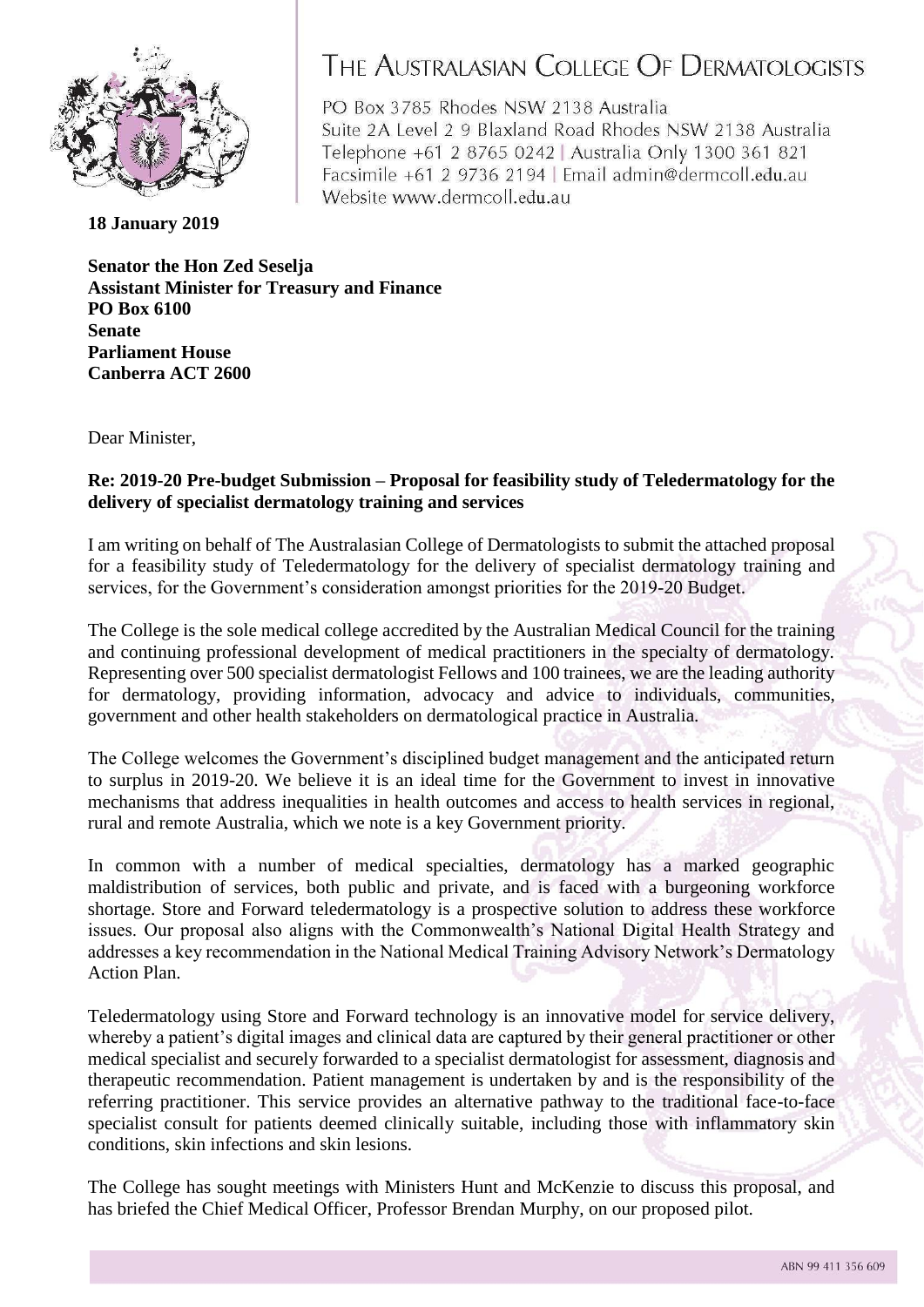# The Australasian College Of Dermatologists

PO Box 3785 Rhodes NSW 2138 Australia
Suite 2A Level 2 9 Blaxland Road Rhodes NSW 2138 Australia
Telephone +61 2 8765 0242 | Australia Only 1300 361 821
Facsimile +61 2 9736 2194 | Email admin@dermcoll.edu.au
Website www.dermcoll.edu.au

**18 January 2019**

**Senator the Hon Zed Seselja**
**Assistant Minister for Treasury and Finance**
**PO Box 6100**
**Senate**
**Parliament House**
**Canberra ACT 2600**

Dear Minister,

**Re: 2019-20 Pre-budget Submission – Proposal for feasibility study of Teledermatology for the delivery of specialist dermatology training and services**

I am writing on behalf of The Australasian College of Dermatologists to submit the attached proposal for a feasibility study of Teledermatology for the delivery of specialist dermatology training and services, for the Government's consideration amongst priorities for the 2019-20 Budget.

The College is the sole medical college accredited by the Australian Medical Council for the training and continuing professional development of medical practitioners in the specialty of dermatology. Representing over 500 specialist dermatologist Fellows and 100 trainees, we are the leading authority for dermatology, providing information, advocacy and advice to individuals, communities, government and other health stakeholders on dermatological practice in Australia.

The College welcomes the Government's disciplined budget management and the anticipated return to surplus in 2019-20. We believe it is an ideal time for the Government to invest in innovative mechanisms that address inequalities in health outcomes and access to health services in regional, rural and remote Australia, which we note is a key Government priority.

In common with a number of medical specialties, dermatology has a marked geographic maldistribution of services, both public and private, and is faced with a burgeoning workforce shortage. Store and Forward teledermatology is a prospective solution to address these workforce issues. Our proposal also aligns with the Commonwealth's National Digital Health Strategy and addresses a key recommendation in the National Medical Training Advisory Network's Dermatology Action Plan.

Teledermatology using Store and Forward technology is an innovative model for service delivery, whereby a patient's digital images and clinical data are captured by their general practitioner or other medical specialist and securely forwarded to a specialist dermatologist for assessment, diagnosis and therapeutic recommendation. Patient management is undertaken by and is the responsibility of the referring practitioner. This service provides an alternative pathway to the traditional face-to-face specialist consult for patients deemed clinically suitable, including those with inflammatory skin conditions, skin infections and skin lesions.

The College has sought meetings with Ministers Hunt and McKenzie to discuss this proposal, and has briefed the Chief Medical Officer, Professor Brendan Murphy, on our proposed pilot.

ABN 99 411 356 609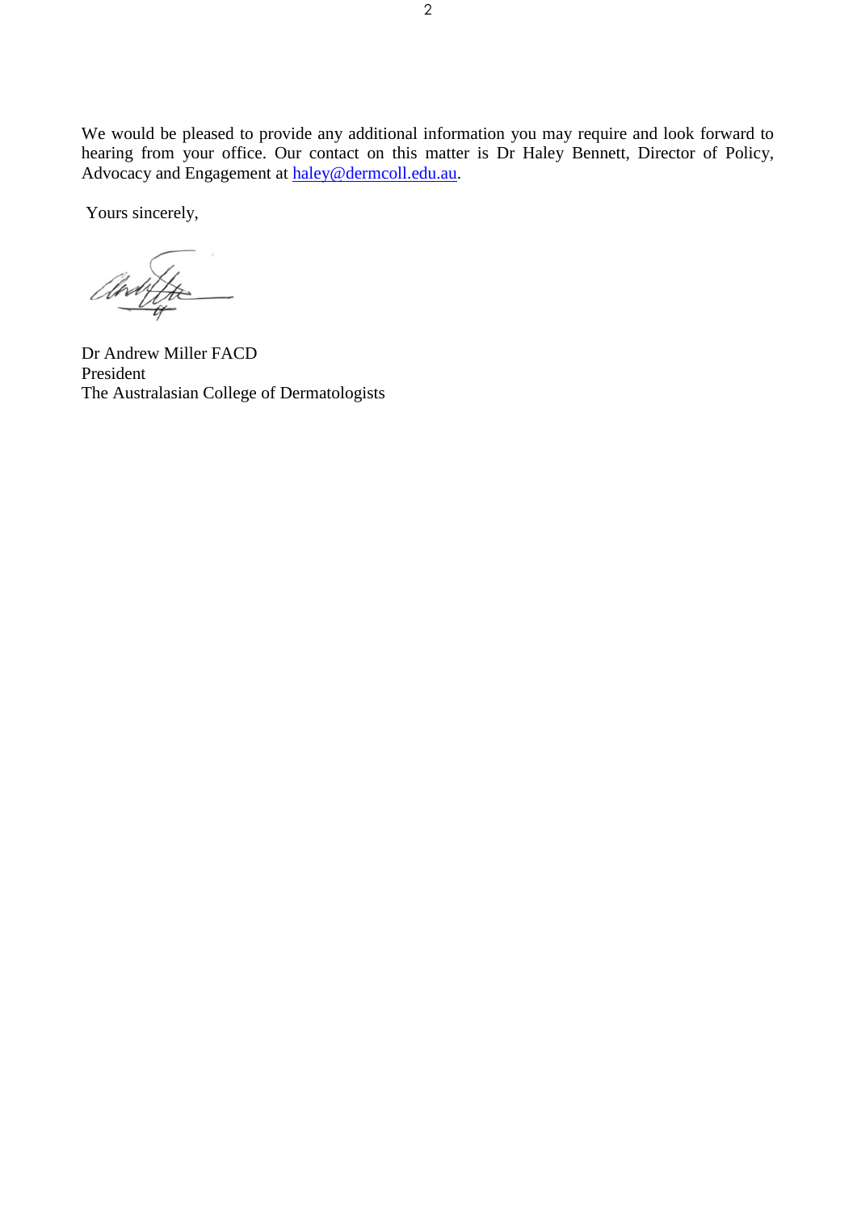We would be pleased to provide any additional information you may require and look forward to hearing from your office. Our contact on this matter is Dr Haley Bennett, Director of Policy, Advocacy and Engagement at haley@dermcoll.edu.au.

Yours sincerely,

Dr Andrew Miller FACD
President
The Australasian College of Dermatologists